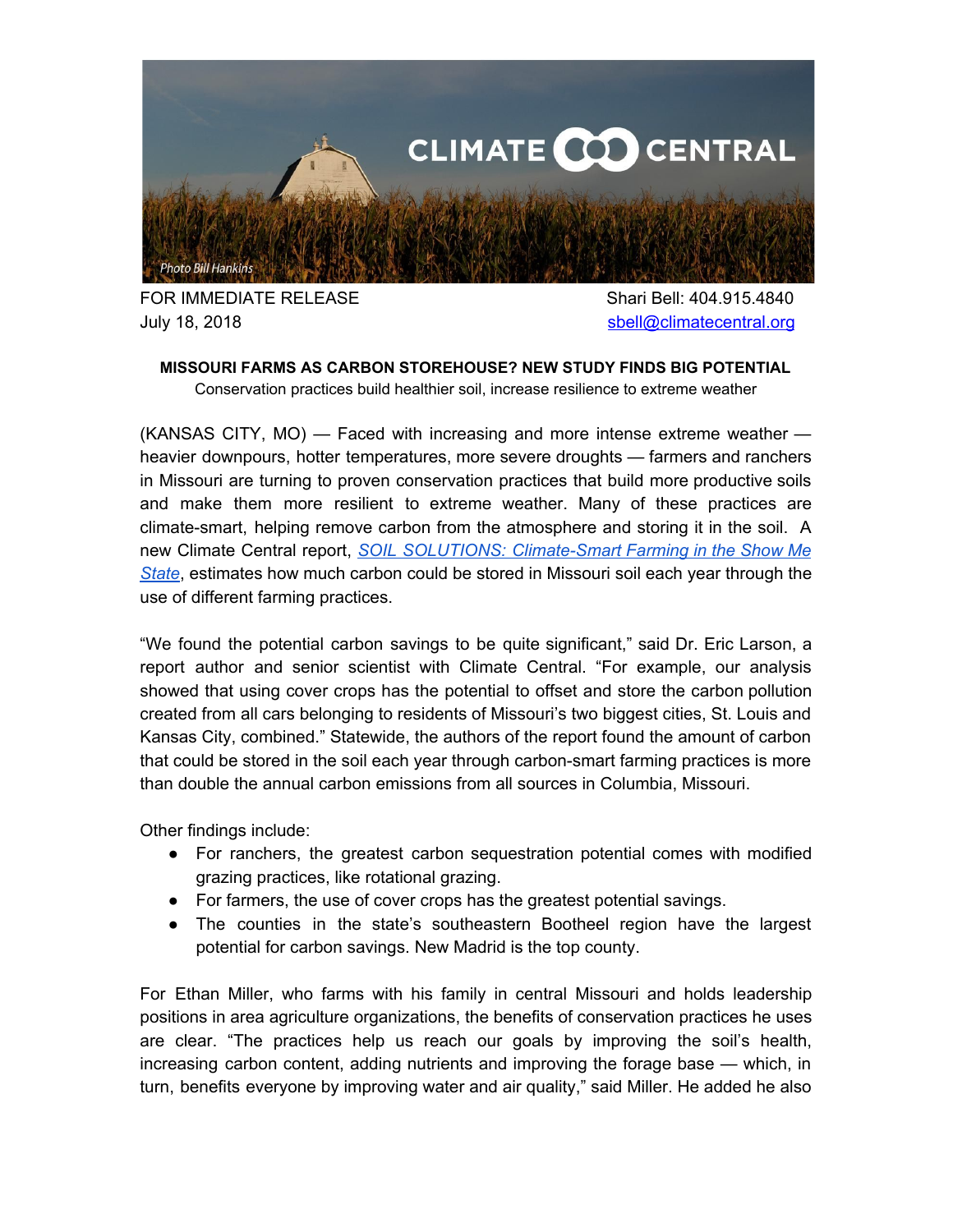FOR IMMEDIATE RELEASE
July 18, 2018

Shari Bell: 404.915.4840
sbell@climatecentral.org

**MISSOURI FARMS AS CARBON STOREHOUSE? NEW STUDY FINDS BIG POTENTIAL**

Conservation practices build healthier soil, increase resilience to extreme weather

(KANSAS CITY, MO) — Faced with increasing and more intense extreme weather — heavier downpours, hotter temperatures, more severe droughts — farmers and ranchers in Missouri are turning to proven conservation practices that build more productive soils and make them more resilient to extreme weather. Many of these practices are climate-smart, helping remove carbon from the atmosphere and storing it in the soil. A new Climate Central report, *SOIL SOLUTIONS: Climate-Smart Farming in the Show Me State*, estimates how much carbon could be stored in Missouri soil each year through the use of different farming practices.

"We found the potential carbon savings to be quite significant," said Dr. Eric Larson, a report author and senior scientist with Climate Central. "For example, our analysis showed that using cover crops has the potential to offset and store the carbon pollution created from all cars belonging to residents of Missouri's two biggest cities, St. Louis and Kansas City, combined." Statewide, the authors of the report found the amount of carbon that could be stored in the soil each year through carbon-smart farming practices is more than double the annual carbon emissions from all sources in Columbia, Missouri.

Other findings include:

- For ranchers, the greatest carbon sequestration potential comes with modified grazing practices, like rotational grazing.
- For farmers, the use of cover crops has the greatest potential savings.
- The counties in the state's southeastern Bootheel region have the largest potential for carbon savings. New Madrid is the top county.

For Ethan Miller, who farms with his family in central Missouri and holds leadership positions in area agriculture organizations, the benefits of conservation practices he uses are clear. "The practices help us reach our goals by improving the soil's health, increasing carbon content, adding nutrients and improving the forage base — which, in turn, benefits everyone by improving water and air quality," said Miller. He added he also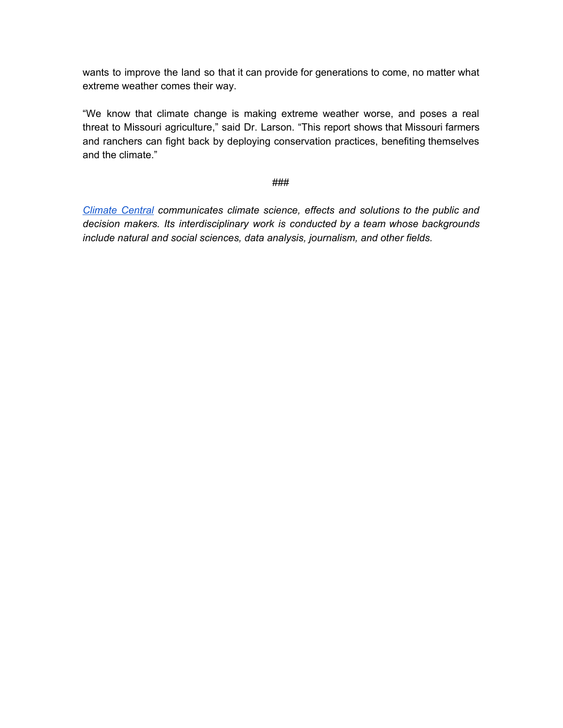wants to improve the land so that it can provide for generations to come, no matter what extreme weather comes their way.

"We know that climate change is making extreme weather worse, and poses a real threat to Missouri agriculture," said Dr. Larson. "This report shows that Missouri farmers and ranchers can fight back by deploying conservation practices, benefiting themselves and the climate."

###

*[Climate Central](#) communicates climate science, effects and solutions to the public and decision makers. Its interdisciplinary work is conducted by a team whose backgrounds include natural and social sciences, data analysis, journalism, and other fields.*